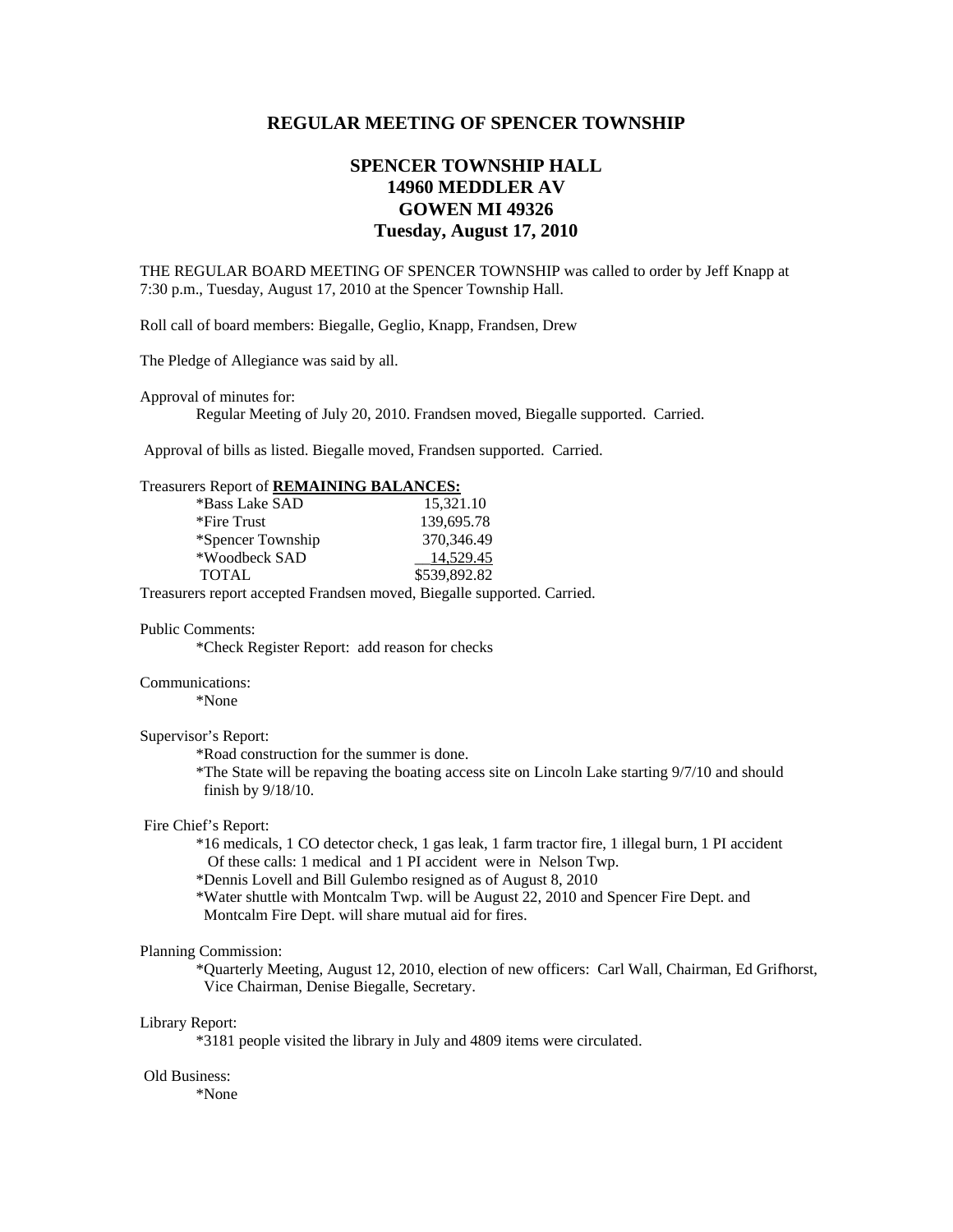# REGULAR MEETING OF SPENCER TOWNSHIP

## SPENCER TOWNSHIP HALL
## 14960 MEDDLER AV
## GOWEN MI 49326
## Tuesday, August 17, 2010

THE REGULAR BOARD MEETING OF SPENCER TOWNSHIP was called to order by Jeff Knapp at 7:30 p.m., Tuesday, August 17, 2010 at the Spencer Township Hall.

Roll call of board members: Biegalle, Geglio, Knapp, Frandsen, Drew

The Pledge of Allegiance was said by all.

Approval of minutes for:

Regular Meeting of July 20, 2010. Frandsen moved, Biegalle supported. Carried.

Approval of bills as listed. Biegalle moved, Frandsen supported. Carried.

Treasurers Report of **REMAINING BALANCES:**

| | |
|---|---|
| *Bass Lake SAD | 15,321.10 |
| *Fire Trust | 139,695.78 |
| *Spencer Township | 370,346.49 |
| *Woodbeck SAD | 14,529.45 |
| TOTAL | $539,892.82 |

Treasurers report accepted Frandsen moved, Biegalle supported. Carried.

Public Comments:

*Check Register Report: add reason for checks

Communications:

*None

Supervisor's Report:

*Road construction for the summer is done.

*The State will be repaving the boating access site on Lincoln Lake starting 9/7/10 and should finish by 9/18/10.

Fire Chief's Report:

*16 medicals, 1 CO detector check, 1 gas leak, 1 farm tractor fire, 1 illegal burn, 1 PI accident Of these calls: 1 medical and 1 PI accident were in Nelson Twp.

*Dennis Lovell and Bill Gulembo resigned as of August 8, 2010

*Water shuttle with Montcalm Twp. will be August 22, 2010 and Spencer Fire Dept. and Montcalm Fire Dept. will share mutual aid for fires.

Planning Commission:

*Quarterly Meeting, August 12, 2010, election of new officers: Carl Wall, Chairman, Ed Grifhorst, Vice Chairman, Denise Biegalle, Secretary.

Library Report:

*3181 people visited the library in July and 4809 items were circulated.

Old Business:

*None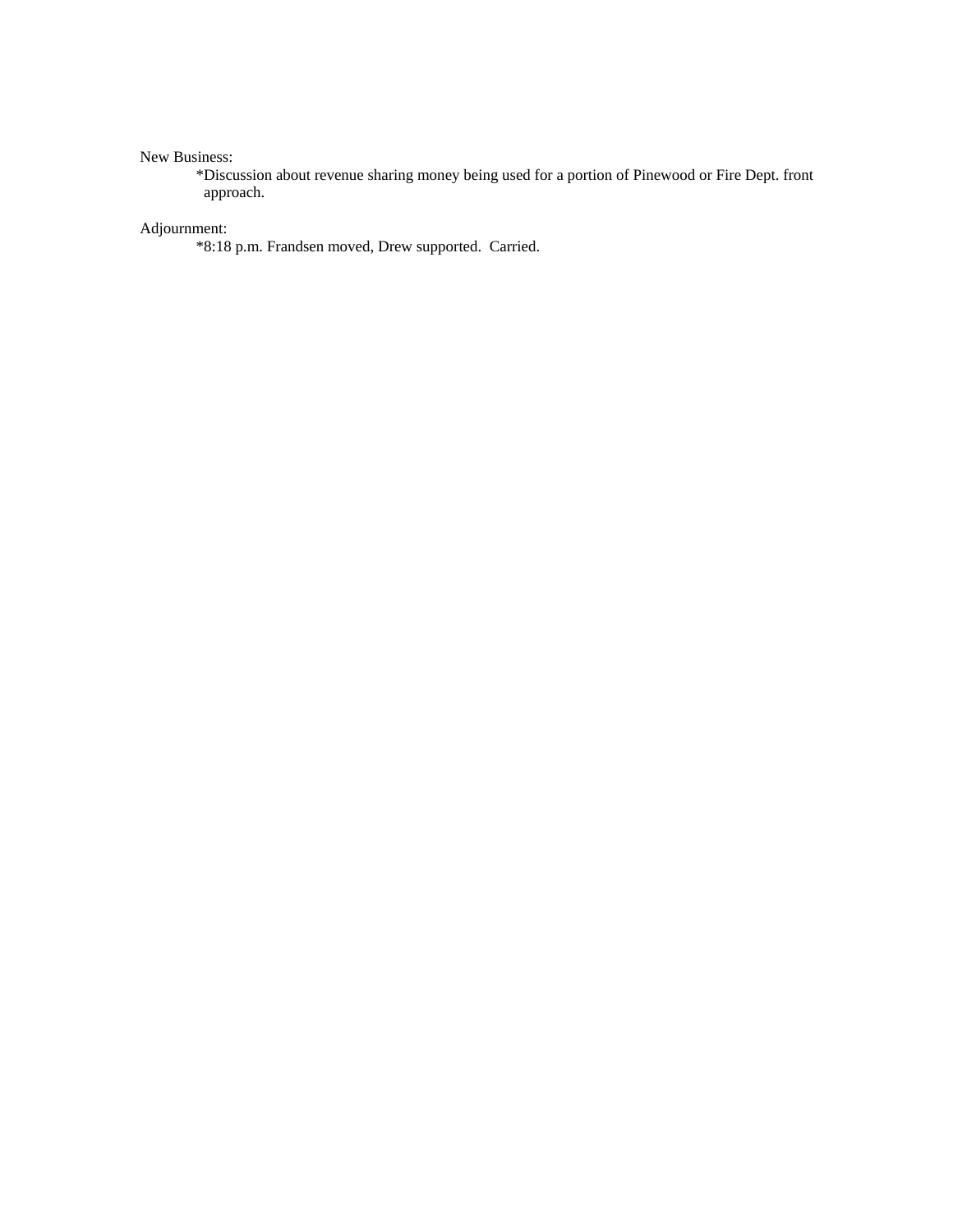New Business:

*Discussion about revenue sharing money being used for a portion of Pinewood or Fire Dept. front approach.

Adjournment:

*8:18 p.m. Frandsen moved, Drew supported.  Carried.